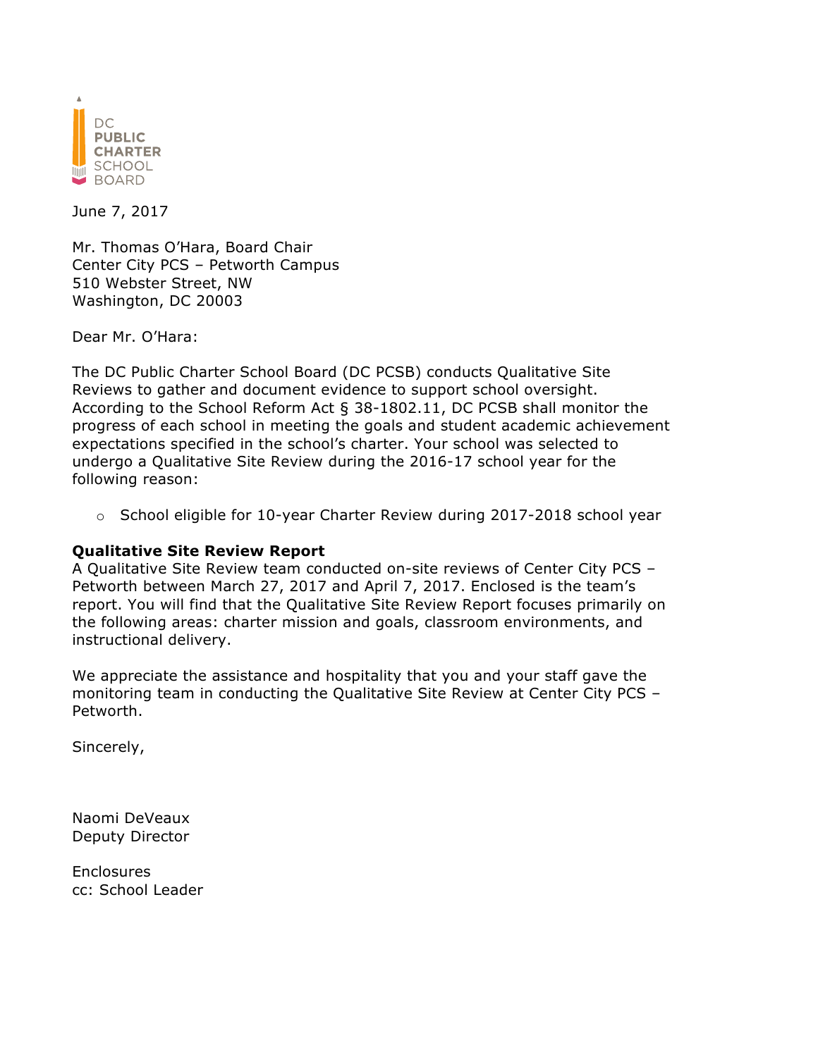DC PUBLIC CHARTER SCHOOL BOARD

June 7, 2017

Mr. Thomas O'Hara, Board Chair
Center City PCS – Petworth Campus
510 Webster Street, NW
Washington, DC 20003

Dear Mr. O'Hara:

The DC Public Charter School Board (DC PCSB) conducts Qualitative Site Reviews to gather and document evidence to support school oversight. According to the School Reform Act § 38-1802.11, DC PCSB shall monitor the progress of each school in meeting the goals and student academic achievement expectations specified in the school's charter. Your school was selected to undergo a Qualitative Site Review during the 2016-17 school year for the following reason:

- School eligible for 10-year Charter Review during 2017-2018 school year

**Qualitative Site Review Report**
A Qualitative Site Review team conducted on-site reviews of Center City PCS – Petworth between March 27, 2017 and April 7, 2017. Enclosed is the team's report. You will find that the Qualitative Site Review Report focuses primarily on the following areas: charter mission and goals, classroom environments, and instructional delivery.

We appreciate the assistance and hospitality that you and your staff gave the monitoring team in conducting the Qualitative Site Review at Center City PCS – Petworth.

Sincerely,

Naomi DeVeaux
Deputy Director

Enclosures
cc: School Leader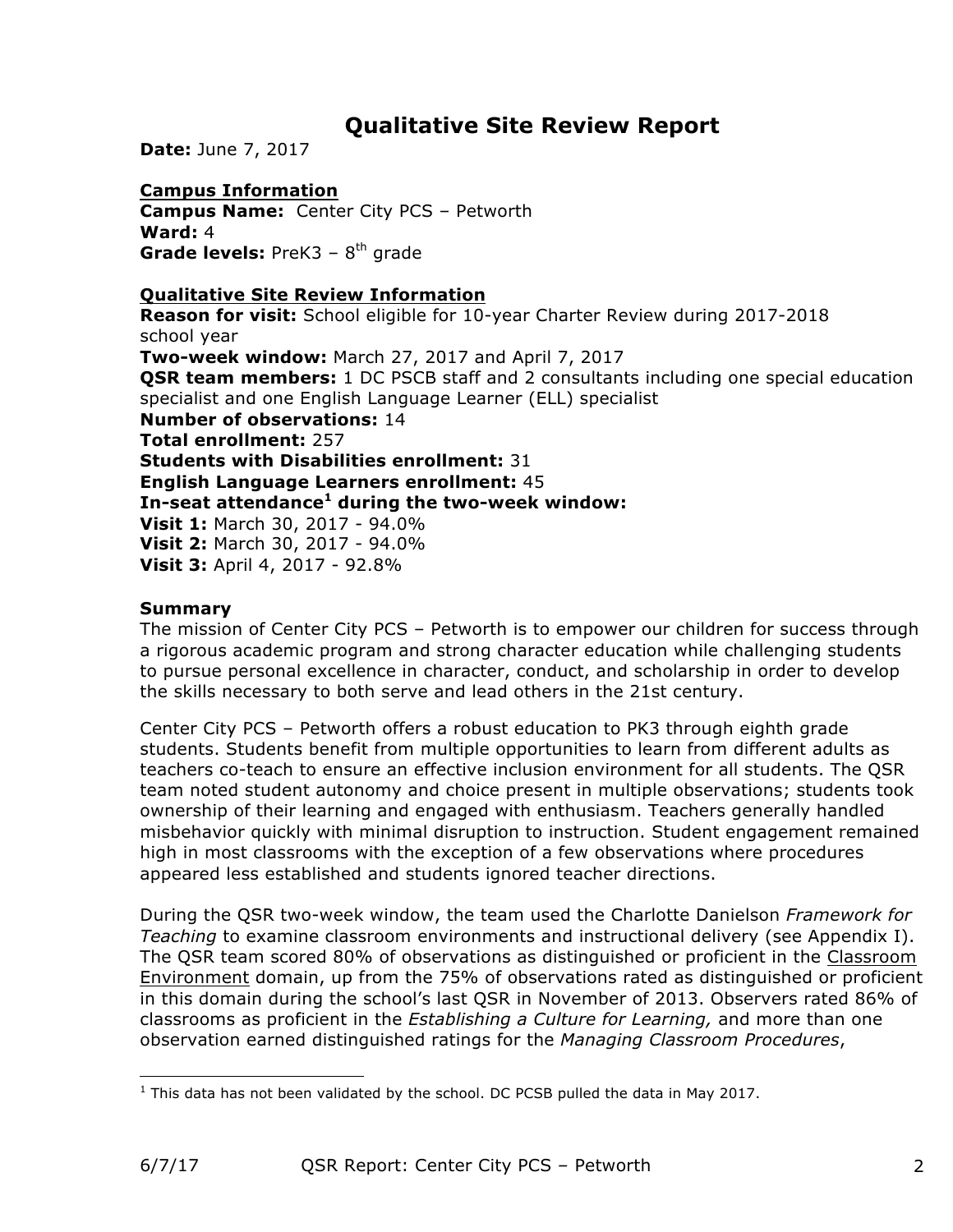# Qualitative Site Review Report

**Date:** June 7, 2017

**Campus Information**
**Campus Name:** Center City PCS – Petworth
**Ward:** 4
**Grade levels:** PreK3 – 8th grade

**Qualitative Site Review Information**
**Reason for visit:** School eligible for 10-year Charter Review during 2017-2018 school year
**Two-week window:** March 27, 2017 and April 7, 2017
**QSR team members:** 1 DC PSCB staff and 2 consultants including one special education specialist and one English Language Learner (ELL) specialist
**Number of observations:** 14
**Total enrollment:** 257
**Students with Disabilities enrollment:** 31
**English Language Learners enrollment:** 45
**In-seat attendance[1] during the two-week window:**
**Visit 1:** March 30, 2017 - 94.0%
**Visit 2:** March 30, 2017 - 94.0%
**Visit 3:** April 4, 2017 - 92.8%

**Summary**

The mission of Center City PCS – Petworth is to empower our children for success through a rigorous academic program and strong character education while challenging students to pursue personal excellence in character, conduct, and scholarship in order to develop the skills necessary to both serve and lead others in the 21st century.

Center City PCS – Petworth offers a robust education to PK3 through eighth grade students. Students benefit from multiple opportunities to learn from different adults as teachers co-teach to ensure an effective inclusion environment for all students. The QSR team noted student autonomy and choice present in multiple observations; students took ownership of their learning and engaged with enthusiasm. Teachers generally handled misbehavior quickly with minimal disruption to instruction. Student engagement remained high in most classrooms with the exception of a few observations where procedures appeared less established and students ignored teacher directions.

During the QSR two-week window, the team used the Charlotte Danielson *Framework for Teaching* to examine classroom environments and instructional delivery (see Appendix I). The QSR team scored 80% of observations as distinguished or proficient in the Classroom Environment domain, up from the 75% of observations rated as distinguished or proficient in this domain during the school's last QSR in November of 2013. Observers rated 86% of classrooms as proficient in the *Establishing a Culture for Learning,* and more than one observation earned distinguished ratings for the *Managing Classroom Procedures*,

[1] This data has not been validated by the school. DC PCSB pulled the data in May 2017.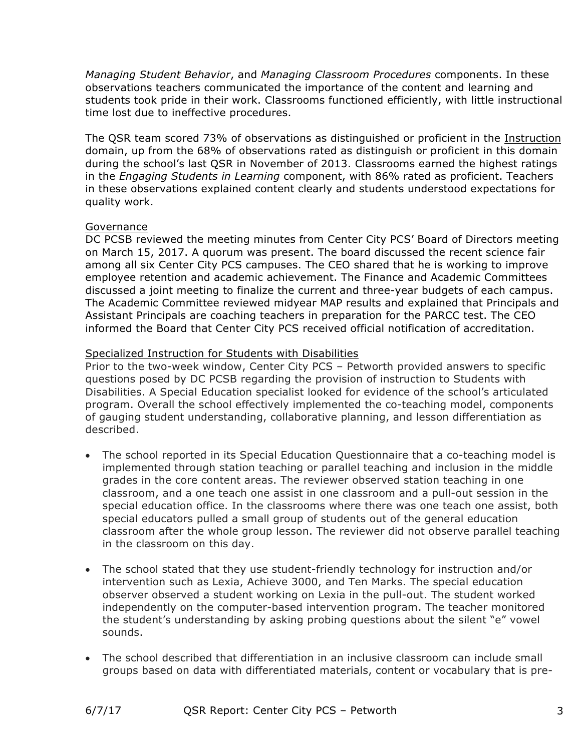*Managing Student Behavior*, and *Managing Classroom Procedures* components. In these observations teachers communicated the importance of the content and learning and students took pride in their work. Classrooms functioned efficiently, with little instructional time lost due to ineffective procedures.

The QSR team scored 73% of observations as distinguished or proficient in the Instruction domain, up from the 68% of observations rated as distinguish or proficient in this domain during the school's last QSR in November of 2013. Classrooms earned the highest ratings in the *Engaging Students in Learning* component, with 86% rated as proficient. Teachers in these observations explained content clearly and students understood expectations for quality work.

Governance

DC PCSB reviewed the meeting minutes from Center City PCS' Board of Directors meeting on March 15, 2017. A quorum was present. The board discussed the recent science fair among all six Center City PCS campuses. The CEO shared that he is working to improve employee retention and academic achievement. The Finance and Academic Committees discussed a joint meeting to finalize the current and three-year budgets of each campus. The Academic Committee reviewed midyear MAP results and explained that Principals and Assistant Principals are coaching teachers in preparation for the PARCC test. The CEO informed the Board that Center City PCS received official notification of accreditation.

Specialized Instruction for Students with Disabilities

Prior to the two-week window, Center City PCS – Petworth provided answers to specific questions posed by DC PCSB regarding the provision of instruction to Students with Disabilities. A Special Education specialist looked for evidence of the school's articulated program. Overall the school effectively implemented the co-teaching model, components of gauging student understanding, collaborative planning, and lesson differentiation as described.

- The school reported in its Special Education Questionnaire that a co-teaching model is implemented through station teaching or parallel teaching and inclusion in the middle grades in the core content areas. The reviewer observed station teaching in one classroom, and a one teach one assist in one classroom and a pull-out session in the special education office. In the classrooms where there was one teach one assist, both special educators pulled a small group of students out of the general education classroom after the whole group lesson. The reviewer did not observe parallel teaching in the classroom on this day.

- The school stated that they use student-friendly technology for instruction and/or intervention such as Lexia, Achieve 3000, and Ten Marks. The special education observer observed a student working on Lexia in the pull-out. The student worked independently on the computer-based intervention program. The teacher monitored the student's understanding by asking probing questions about the silent "e" vowel sounds.

- The school described that differentiation in an inclusive classroom can include small groups based on data with differentiated materials, content or vocabulary that is pre-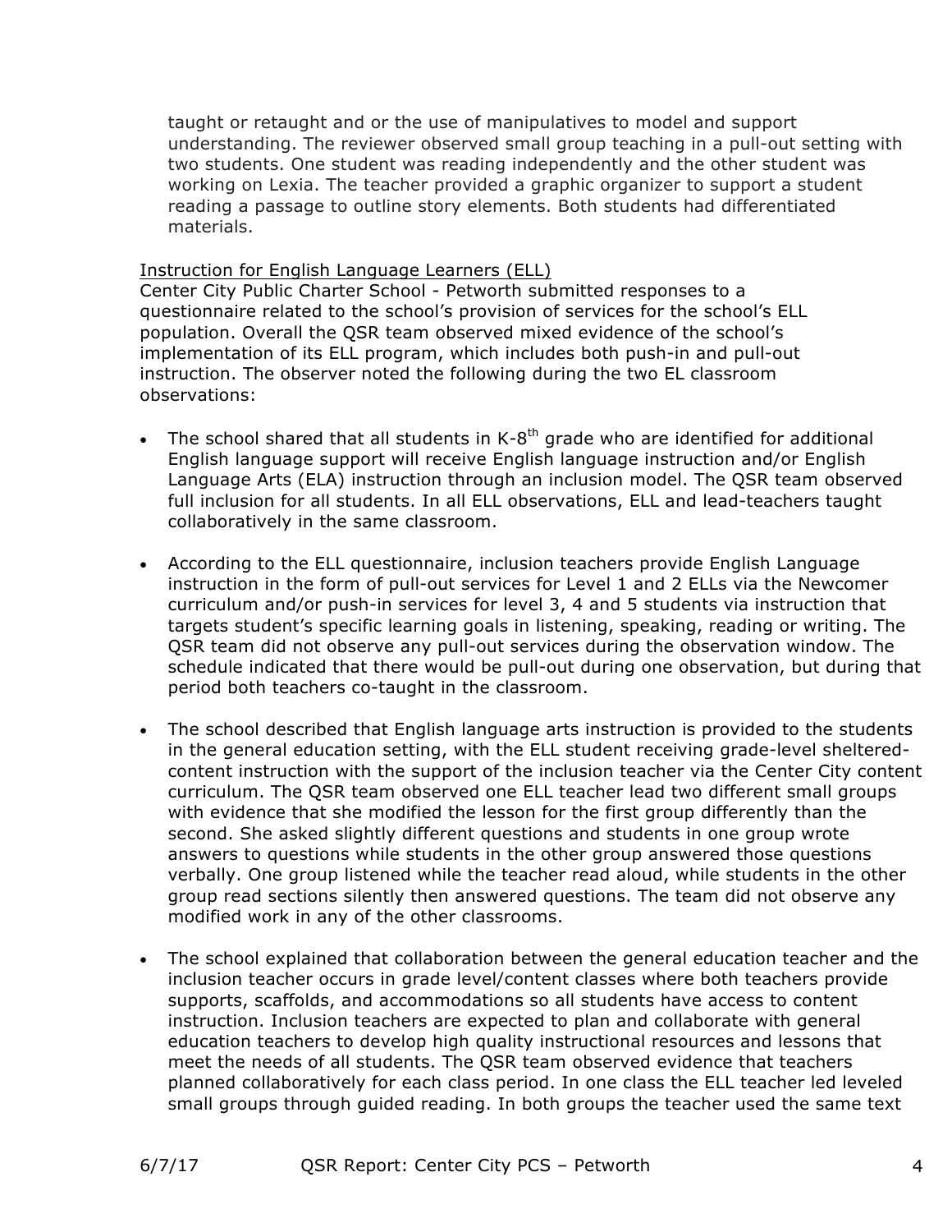taught or retaught and or the use of manipulatives to model and support understanding. The reviewer observed small group teaching in a pull-out setting with two students. One student was reading independently and the other student was working on Lexia. The teacher provided a graphic organizer to support a student reading a passage to outline story elements. Both students had differentiated materials.

<u>Instruction for English Language Learners (ELL)</u>

Center City Public Charter School - Petworth submitted responses to a questionnaire related to the school's provision of services for the school's ELL population. Overall the QSR team observed mixed evidence of the school's implementation of its ELL program, which includes both push-in and pull-out instruction. The observer noted the following during the two EL classroom observations:

- The school shared that all students in K-8th grade who are identified for additional English language support will receive English language instruction and/or English Language Arts (ELA) instruction through an inclusion model. The QSR team observed full inclusion for all students. In all ELL observations, ELL and lead-teachers taught collaboratively in the same classroom.
- According to the ELL questionnaire, inclusion teachers provide English Language instruction in the form of pull-out services for Level 1 and 2 ELLs via the Newcomer curriculum and/or push-in services for level 3, 4 and 5 students via instruction that targets student's specific learning goals in listening, speaking, reading or writing. The QSR team did not observe any pull-out services during the observation window. The schedule indicated that there would be pull-out during one observation, but during that period both teachers co-taught in the classroom.
- The school described that English language arts instruction is provided to the students in the general education setting, with the ELL student receiving grade-level sheltered-content instruction with the support of the inclusion teacher via the Center City content curriculum. The QSR team observed one ELL teacher lead two different small groups with evidence that she modified the lesson for the first group differently than the second. She asked slightly different questions and students in one group wrote answers to questions while students in the other group answered those questions verbally. One group listened while the teacher read aloud, while students in the other group read sections silently then answered questions. The team did not observe any modified work in any of the other classrooms.
- The school explained that collaboration between the general education teacher and the inclusion teacher occurs in grade level/content classes where both teachers provide supports, scaffolds, and accommodations so all students have access to content instruction. Inclusion teachers are expected to plan and collaborate with general education teachers to develop high quality instructional resources and lessons that meet the needs of all students. The QSR team observed evidence that teachers planned collaboratively for each class period. In one class the ELL teacher led leveled small groups through guided reading. In both groups the teacher used the same text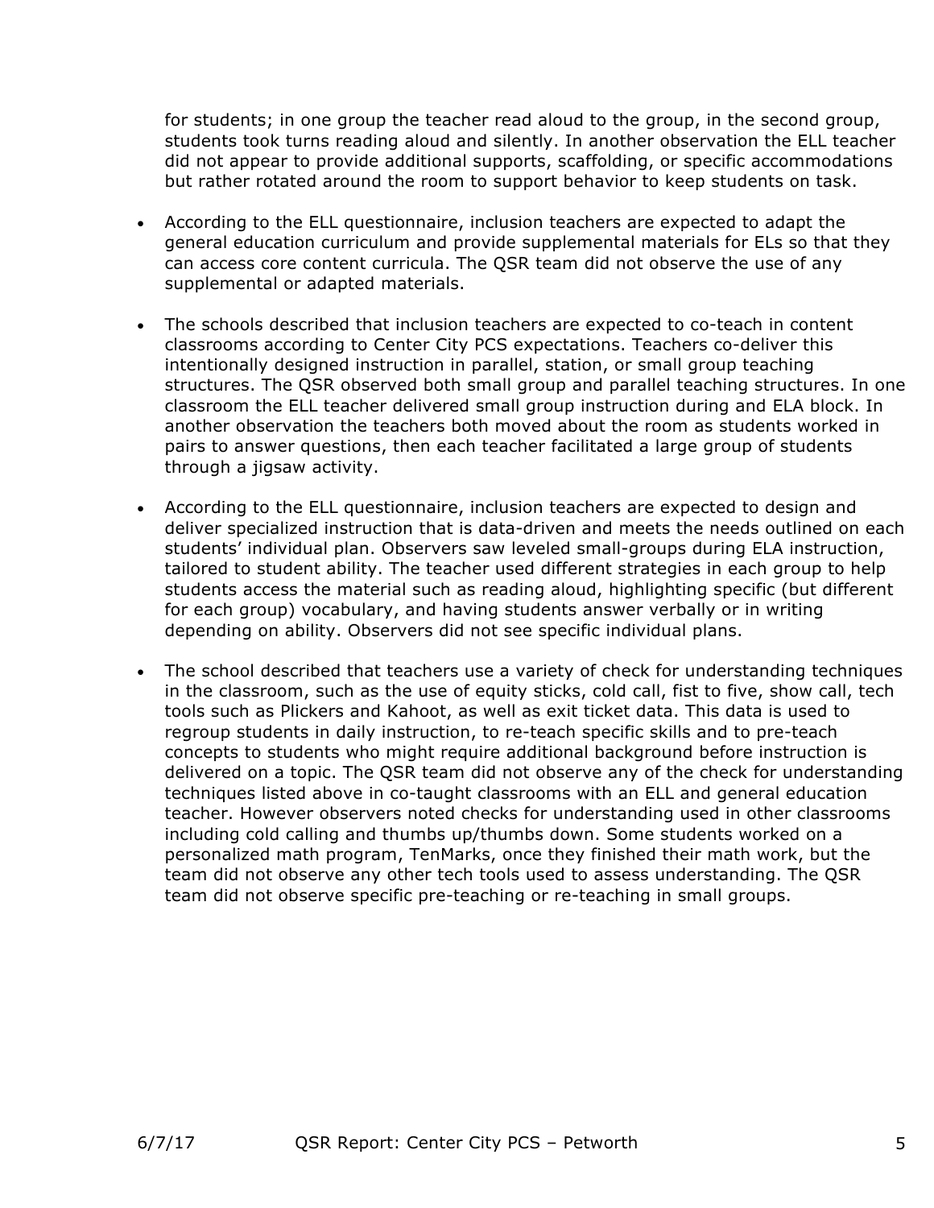for students; in one group the teacher read aloud to the group, in the second group, students took turns reading aloud and silently. In another observation the ELL teacher did not appear to provide additional supports, scaffolding, or specific accommodations but rather rotated around the room to support behavior to keep students on task.

- According to the ELL questionnaire, inclusion teachers are expected to adapt the general education curriculum and provide supplemental materials for ELs so that they can access core content curricula. The QSR team did not observe the use of any supplemental or adapted materials.

- The schools described that inclusion teachers are expected to co-teach in content classrooms according to Center City PCS expectations. Teachers co-deliver this intentionally designed instruction in parallel, station, or small group teaching structures. The QSR observed both small group and parallel teaching structures. In one classroom the ELL teacher delivered small group instruction during and ELA block. In another observation the teachers both moved about the room as students worked in pairs to answer questions, then each teacher facilitated a large group of students through a jigsaw activity.

- According to the ELL questionnaire, inclusion teachers are expected to design and deliver specialized instruction that is data-driven and meets the needs outlined on each students' individual plan. Observers saw leveled small-groups during ELA instruction, tailored to student ability. The teacher used different strategies in each group to help students access the material such as reading aloud, highlighting specific (but different for each group) vocabulary, and having students answer verbally or in writing depending on ability. Observers did not see specific individual plans.

- The school described that teachers use a variety of check for understanding techniques in the classroom, such as the use of equity sticks, cold call, fist to five, show call, tech tools such as Plickers and Kahoot, as well as exit ticket data. This data is used to regroup students in daily instruction, to re-teach specific skills and to pre-teach concepts to students who might require additional background before instruction is delivered on a topic. The QSR team did not observe any of the check for understanding techniques listed above in co-taught classrooms with an ELL and general education teacher. However observers noted checks for understanding used in other classrooms including cold calling and thumbs up/thumbs down. Some students worked on a personalized math program, TenMarks, once they finished their math work, but the team did not observe any other tech tools used to assess understanding. The QSR team did not observe specific pre-teaching or re-teaching in small groups.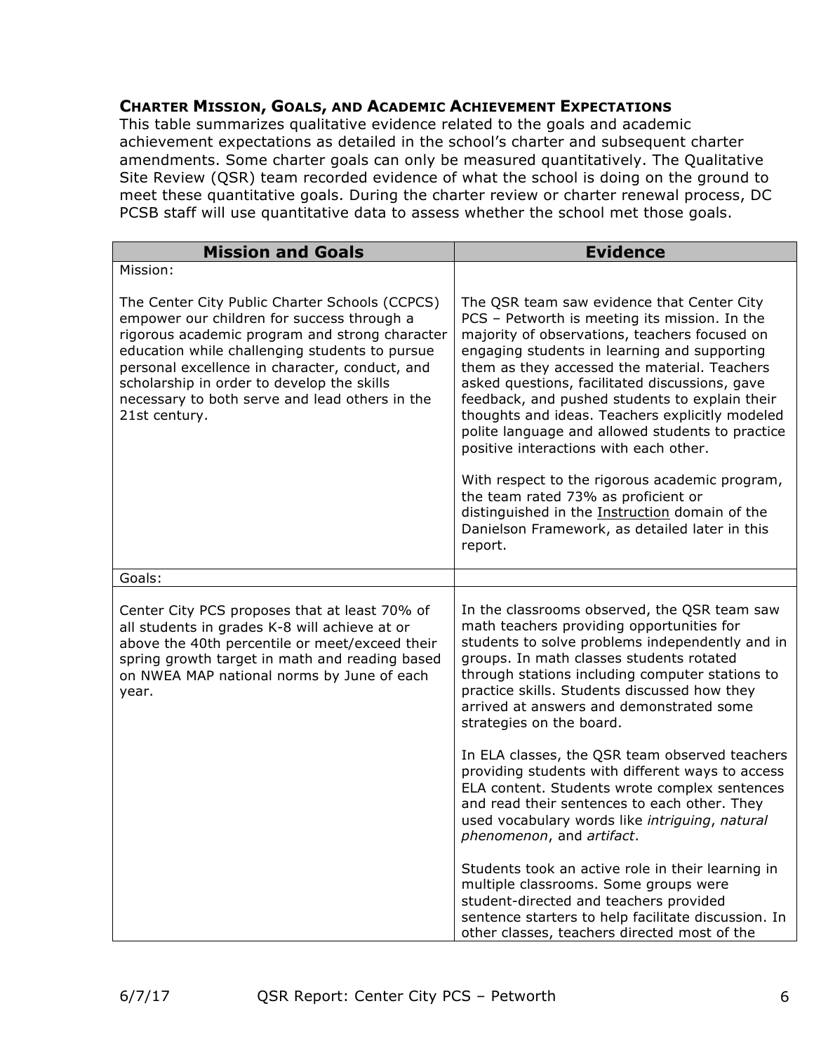### Charter Mission, Goals, and Academic Achievement Expectations

This table summarizes qualitative evidence related to the goals and academic achievement expectations as detailed in the school's charter and subsequent charter amendments. Some charter goals can only be measured quantitatively. The Qualitative Site Review (QSR) team recorded evidence of what the school is doing on the ground to meet these quantitative goals. During the charter review or charter renewal process, DC PCSB staff will use quantitative data to assess whether the school met those goals.

| Mission and Goals | Evidence |
|---|---|
| Mission:<br><br>The Center City Public Charter Schools (CCPCS) empower our children for success through a rigorous academic program and strong character education while challenging students to pursue personal excellence in character, conduct, and scholarship in order to develop the skills necessary to both serve and lead others in the 21st century. | The QSR team saw evidence that Center City PCS – Petworth is meeting its mission. In the majority of observations, teachers focused on engaging students in learning and supporting them as they accessed the material. Teachers asked questions, facilitated discussions, gave feedback, and pushed students to explain their thoughts and ideas. Teachers explicitly modeled polite language and allowed students to practice positive interactions with each other.<br><br>With respect to the rigorous academic program, the team rated 73% as proficient or distinguished in the Instruction domain of the Danielson Framework, as detailed later in this report. |
| Goals: | |
| Center City PCS proposes that at least 70% of all students in grades K-8 will achieve at or above the 40th percentile or meet/exceed their spring growth target in math and reading based on NWEA MAP national norms by June of each year. | In the classrooms observed, the QSR team saw math teachers providing opportunities for students to solve problems independently and in groups. In math classes students rotated through stations including computer stations to practice skills. Students discussed how they arrived at answers and demonstrated some strategies on the board.<br><br>In ELA classes, the QSR team observed teachers providing students with different ways to access ELA content. Students wrote complex sentences and read their sentences to each other. They used vocabulary words like *intriguing*, *natural phenomenon*, and *artifact*.<br><br>Students took an active role in their learning in multiple classrooms. Some groups were student-directed and teachers provided sentence starters to help facilitate discussion. In other classes, teachers directed most of the |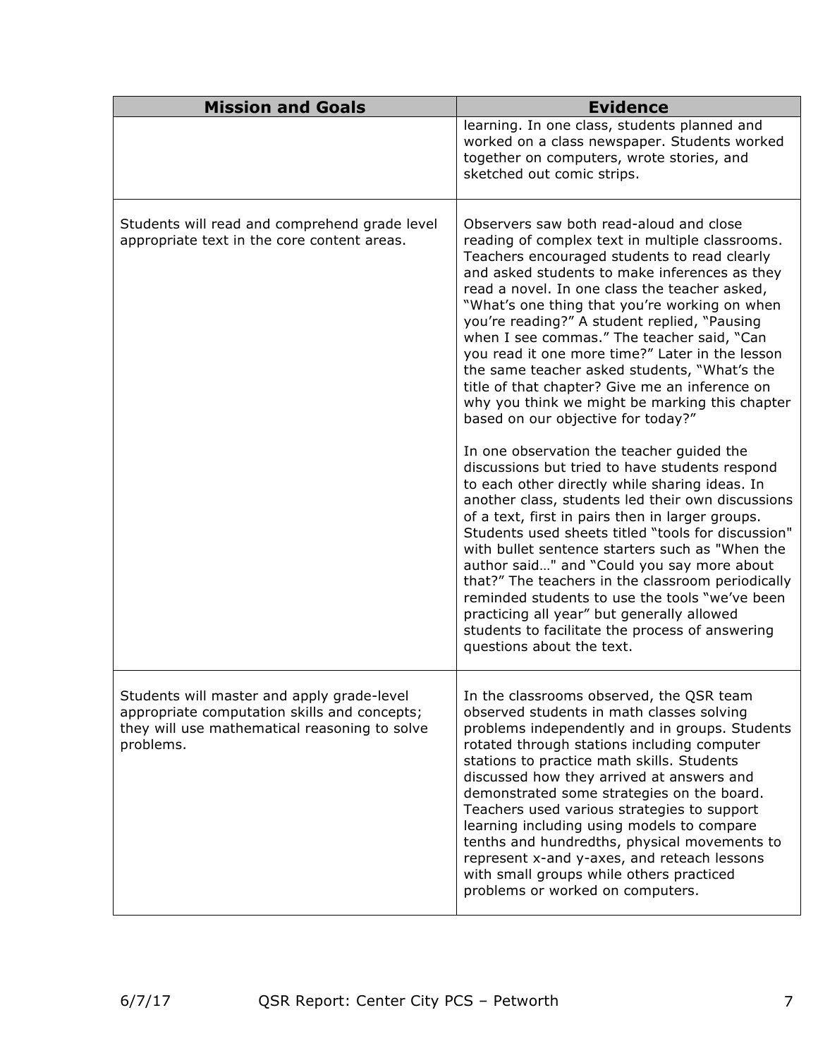| Mission and Goals | Evidence |
| --- | --- |
| | learning. In one class, students planned and worked on a class newspaper. Students worked together on computers, wrote stories, and sketched out comic strips. |
| Students will read and comprehend grade level appropriate text in the core content areas. | Observers saw both read-aloud and close reading of complex text in multiple classrooms. Teachers encouraged students to read clearly and asked students to make inferences as they read a novel. In one class the teacher asked, "What's one thing that you're working on when you're reading?" A student replied, "Pausing when I see commas." The teacher said, "Can you read it one more time?" Later in the lesson the same teacher asked students, "What's the title of that chapter? Give me an inference on why you think we might be marking this chapter based on our objective for today?"<br><br>In one observation the teacher guided the discussions but tried to have students respond to each other directly while sharing ideas. In another class, students led their own discussions of a text, first in pairs then in larger groups. Students used sheets titled "tools for discussion" with bullet sentence starters such as "When the author said…" and "Could you say more about that?" The teachers in the classroom periodically reminded students to use the tools "we've been practicing all year" but generally allowed students to facilitate the process of answering questions about the text. |
| Students will master and apply grade-level appropriate computation skills and concepts; they will use mathematical reasoning to solve problems. | In the classrooms observed, the QSR team observed students in math classes solving problems independently and in groups. Students rotated through stations including computer stations to practice math skills. Students discussed how they arrived at answers and demonstrated some strategies on the board. Teachers used various strategies to support learning including using models to compare tenths and hundredths, physical movements to represent x-and y-axes, and reteach lessons with small groups while others practiced problems or worked on computers. |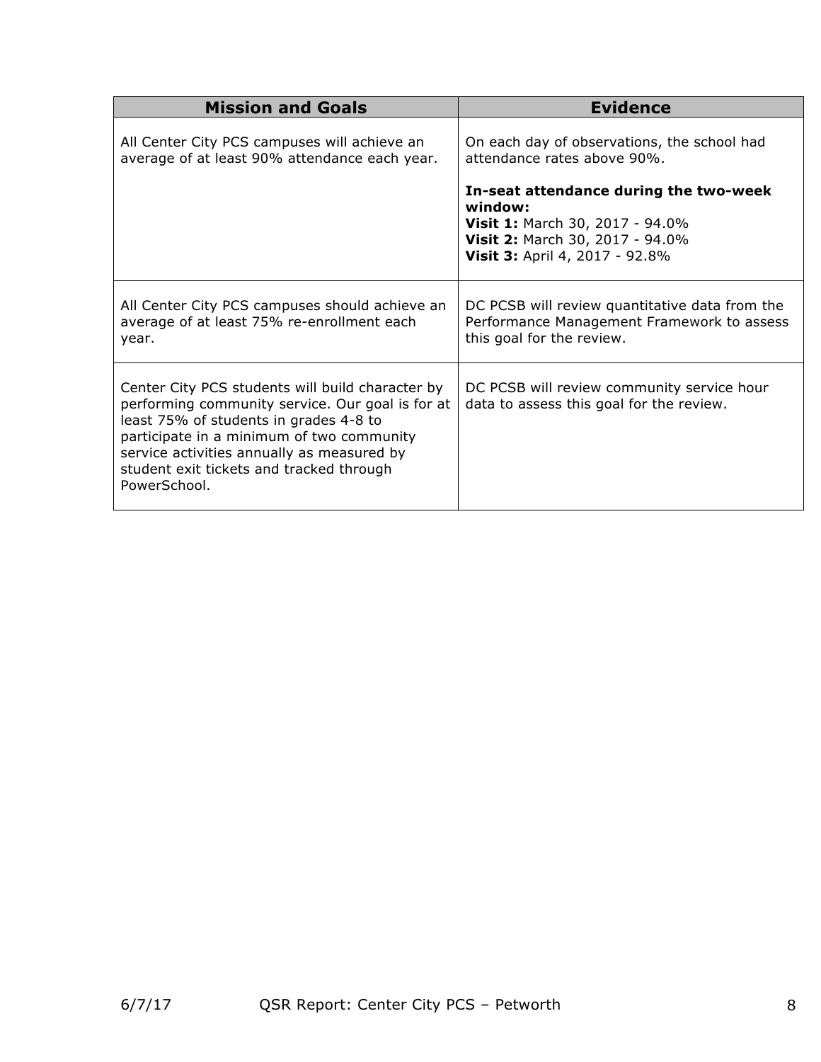| Mission and Goals | Evidence |
|---|---|
| All Center City PCS campuses will achieve an average of at least 90% attendance each year. | On each day of observations, the school had attendance rates above 90%.<br><br>**In-seat attendance during the two-week window:**<br>**Visit 1:** March 30, 2017 - 94.0%<br>**Visit 2:** March 30, 2017 - 94.0%<br>**Visit 3:** April 4, 2017 - 92.8% |
| All Center City PCS campuses should achieve an average of at least 75% re-enrollment each year. | DC PCSB will review quantitative data from the Performance Management Framework to assess this goal for the review. |
| Center City PCS students will build character by performing community service. Our goal is for at least 75% of students in grades 4-8 to participate in a minimum of two community service activities annually as measured by student exit tickets and tracked through PowerSchool. | DC PCSB will review community service hour data to assess this goal for the review. |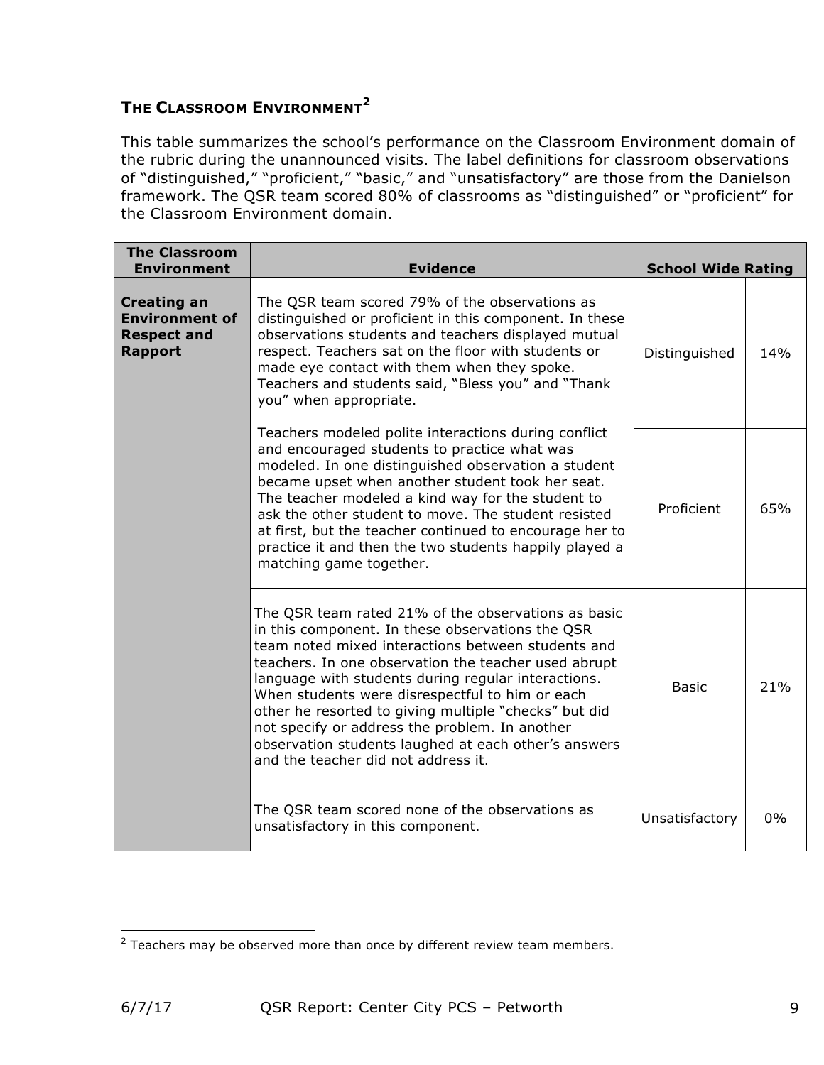### THE CLASSROOM ENVIRONMENT[2]

This table summarizes the school's performance on the Classroom Environment domain of the rubric during the unannounced visits. The label definitions for classroom observations of "distinguished," "proficient," "basic," and "unsatisfactory" are those from the Danielson framework. The QSR team scored 80% of classrooms as "distinguished" or "proficient" for the Classroom Environment domain.

| The Classroom Environment | Evidence | School Wide Rating | |
|---|---|---|---|
| **Creating an Environment of Respect and Rapport** | The QSR team scored 79% of the observations as distinguished or proficient in this component. In these observations students and teachers displayed mutual respect. Teachers sat on the floor with students or made eye contact with them when they spoke. Teachers and students said, "Bless you" and "Thank you" when appropriate.<br><br>Teachers modeled polite interactions during conflict and encouraged students to practice what was modeled. In one distinguished observation a student became upset when another student took her seat. The teacher modeled a kind way for the student to ask the other student to move. The student resisted at first, but the teacher continued to encourage her to practice it and then the two students happily played a matching game together. | Distinguished | 14% |
| | | Proficient | 65% |
| | The QSR team rated 21% of the observations as basic in this component. In these observations the QSR team noted mixed interactions between students and teachers. In one observation the teacher used abrupt language with students during regular interactions. When students were disrespectful to him or each other he resorted to giving multiple "checks" but did not specify or address the problem. In another observation students laughed at each other's answers and the teacher did not address it. | Basic | 21% |
| | The QSR team scored none of the observations as unsatisfactory in this component. | Unsatisfactory | 0% |

[2] Teachers may be observed more than once by different review team members.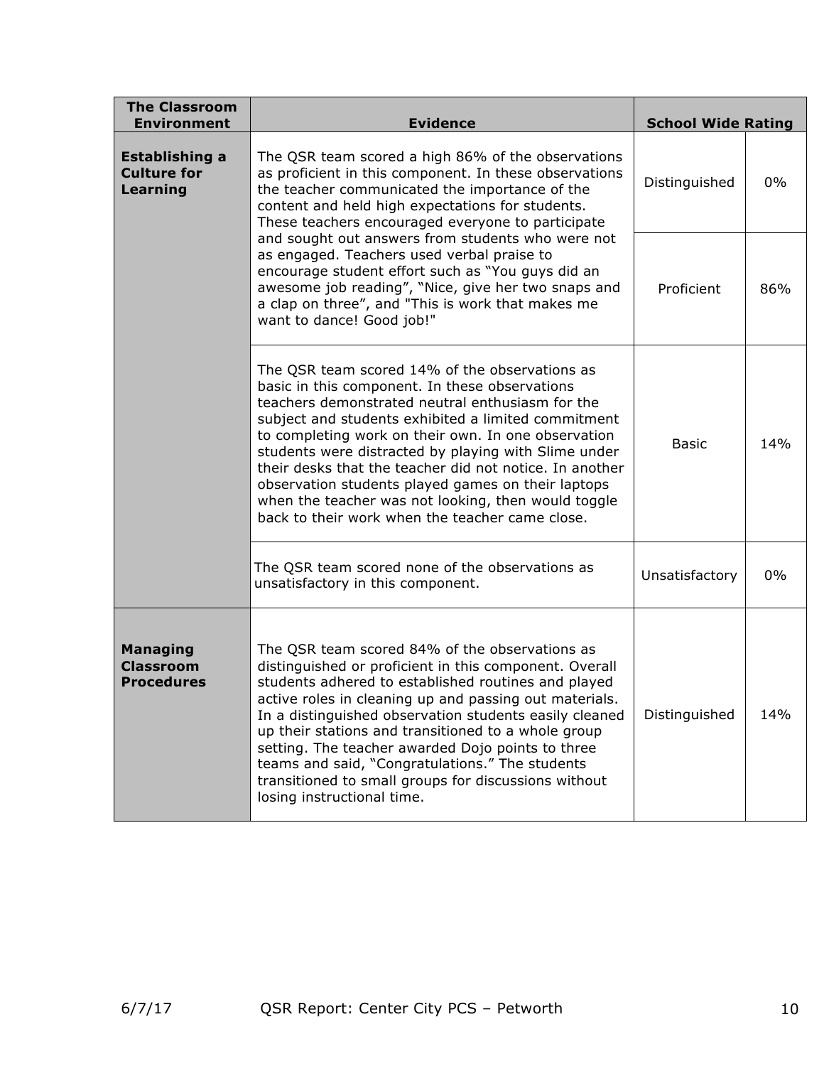| The Classroom Environment | Evidence | School Wide Rating | |
|---|---|---|---|
| **Establishing a Culture for Learning** | The QSR team scored a high 86% of the observations as proficient in this component. In these observations the teacher communicated the importance of the content and held high expectations for students. These teachers encouraged everyone to participate and sought out answers from students who were not as engaged. Teachers used verbal praise to encourage student effort such as "You guys did an awesome job reading", "Nice, give her two snaps and a clap on three", and "This is work that makes me want to dance! Good job!" | Distinguished | 0% |
| | | Proficient | 86% |
| | The QSR team scored 14% of the observations as basic in this component. In these observations teachers demonstrated neutral enthusiasm for the subject and students exhibited a limited commitment to completing work on their own. In one observation students were distracted by playing with Slime under their desks that the teacher did not notice. In another observation students played games on their laptops when the teacher was not looking, then would toggle back to their work when the teacher came close. | Basic | 14% |
| | The QSR team scored none of the observations as unsatisfactory in this component. | Unsatisfactory | 0% |
| **Managing Classroom Procedures** | The QSR team scored 84% of the observations as distinguished or proficient in this component. Overall students adhered to established routines and played active roles in cleaning up and passing out materials. In a distinguished observation students easily cleaned up their stations and transitioned to a whole group setting. The teacher awarded Dojo points to three teams and said, "Congratulations." The students transitioned to small groups for discussions without losing instructional time. | Distinguished | 14% |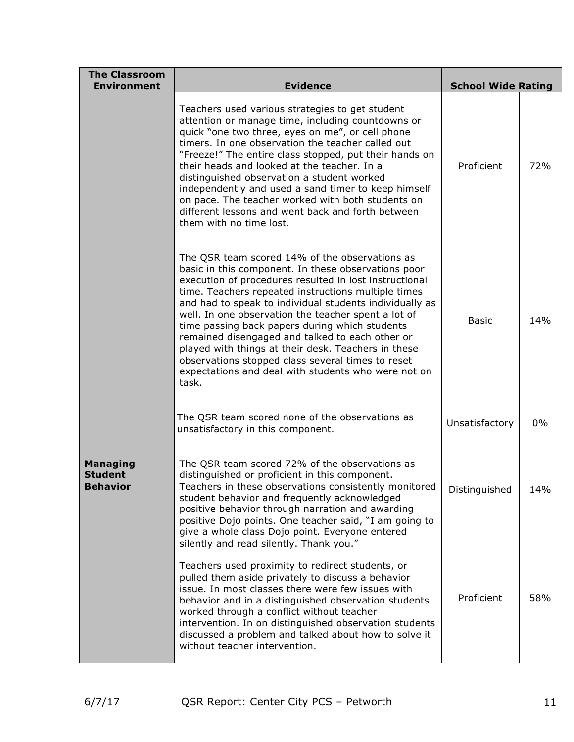| The Classroom Environment | Evidence | School Wide Rating | |
|---|---|---|---|
| | Teachers used various strategies to get student attention or manage time, including countdowns or quick "one two three, eyes on me", or cell phone timers. In one observation the teacher called out "Freeze!" The entire class stopped, put their hands on their heads and looked at the teacher. In a distinguished observation a student worked independently and used a sand timer to keep himself on pace. The teacher worked with both students on different lessons and went back and forth between them with no time lost. | Proficient | 72% |
| | The QSR team scored 14% of the observations as basic in this component. In these observations poor execution of procedures resulted in lost instructional time. Teachers repeated instructions multiple times and had to speak to individual students individually as well. In one observation the teacher spent a lot of time passing back papers during which students remained disengaged and talked to each other or played with things at their desk. Teachers in these observations stopped class several times to reset expectations and deal with students who were not on task. | Basic | 14% |
| | The QSR team scored none of the observations as unsatisfactory in this component. | Unsatisfactory | 0% |
| **Managing Student Behavior** | The QSR team scored 72% of the observations as distinguished or proficient in this component. Teachers in these observations consistently monitored student behavior and frequently acknowledged positive behavior through narration and awarding positive Dojo points. One teacher said, "I am going to give a whole class Dojo point. Everyone entered silently and read silently. Thank you." | Distinguished | 14% |
| | Teachers used proximity to redirect students, or pulled them aside privately to discuss a behavior issue. In most classes there were few issues with behavior and in a distinguished observation students worked through a conflict without teacher intervention. In on distinguished observation students discussed a problem and talked about how to solve it without teacher intervention. | Proficient | 58% |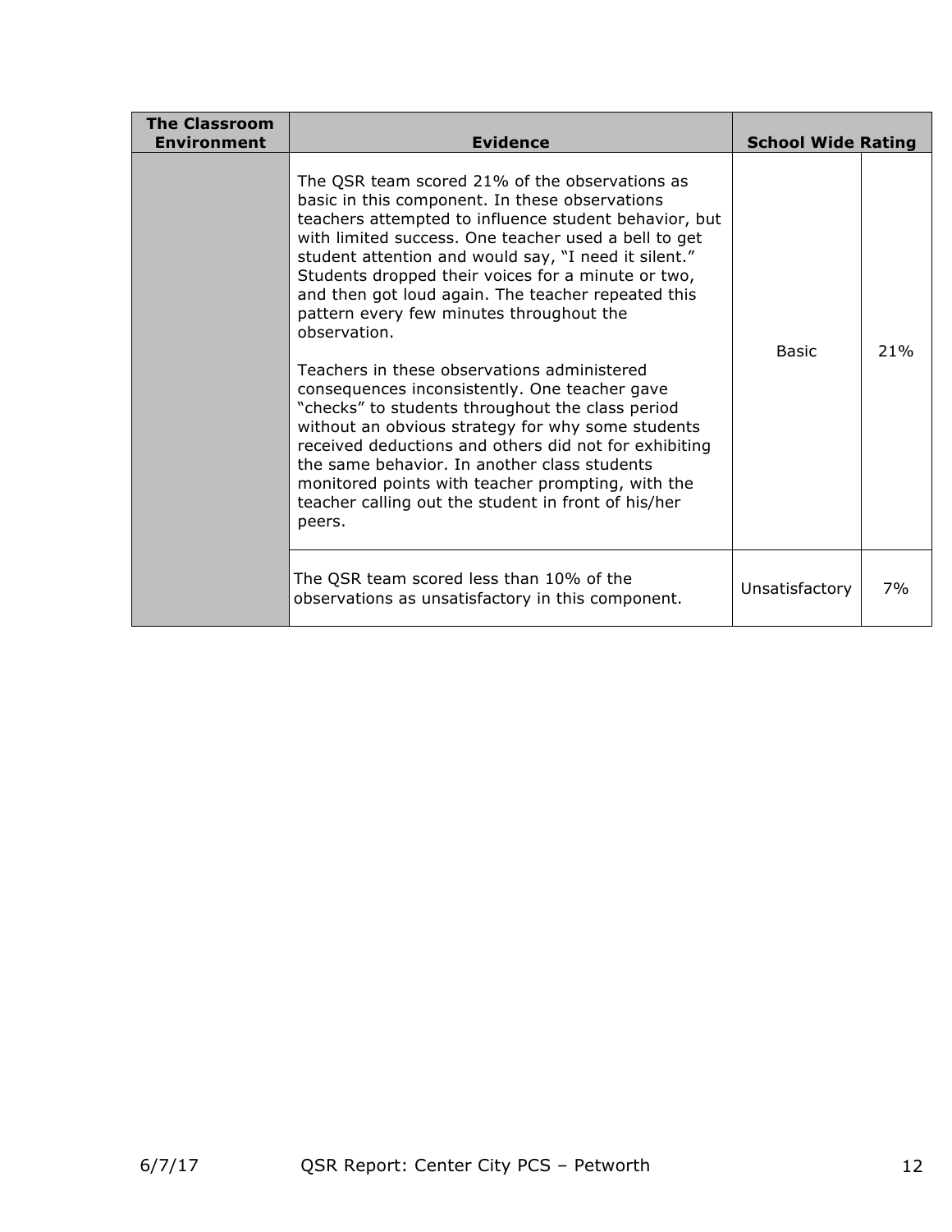| The Classroom Environment | Evidence | School Wide Rating | |
|---|---|---|---|
| | The QSR team scored 21% of the observations as basic in this component. In these observations teachers attempted to influence student behavior, but with limited success. One teacher used a bell to get student attention and would say, "I need it silent." Students dropped their voices for a minute or two, and then got loud again. The teacher repeated this pattern every few minutes throughout the observation.<br><br>Teachers in these observations administered consequences inconsistently. One teacher gave "checks" to students throughout the class period without an obvious strategy for why some students received deductions and others did not for exhibiting the same behavior. In another class students monitored points with teacher prompting, with the teacher calling out the student in front of his/her peers. | Basic | 21% |
| | The QSR team scored less than 10% of the observations as unsatisfactory in this component. | Unsatisfactory | 7% |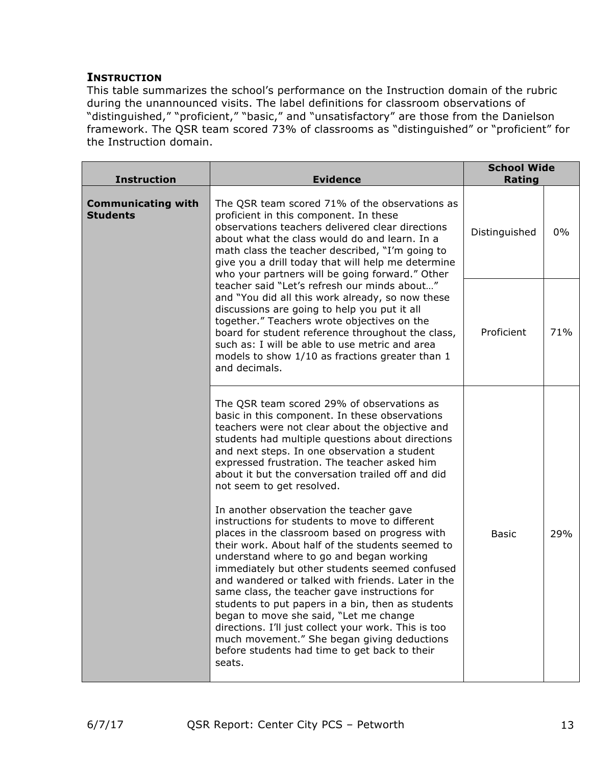### INSTRUCTION

This table summarizes the school's performance on the Instruction domain of the rubric during the unannounced visits. The label definitions for classroom observations of "distinguished," "proficient," "basic," and "unsatisfactory" are those from the Danielson framework. The QSR team scored 73% of classrooms as "distinguished" or "proficient" for the Instruction domain.

| Instruction | Evidence | School Wide Rating | |
|---|---|---|---|
| **Communicating with Students** | The QSR team scored 71% of the observations as proficient in this component. In these observations teachers delivered clear directions about what the class would do and learn. In a math class the teacher described, "I'm going to give you a drill today that will help me determine who your partners will be going forward." Other teacher said "Let's refresh our minds about…" and "You did all this work already, so now these discussions are going to help you put it all together." Teachers wrote objectives on the board for student reference throughout the class, such as: I will be able to use metric and area models to show 1/10 as fractions greater than 1 and decimals. | Distinguished | 0% |
| | | Proficient | 71% |
| | The QSR team scored 29% of observations as basic in this component. In these observations teachers were not clear about the objective and students had multiple questions about directions and next steps. In one observation a student expressed frustration. The teacher asked him about it but the conversation trailed off and did not seem to get resolved.<br><br>In another observation the teacher gave instructions for students to move to different places in the classroom based on progress with their work. About half of the students seemed to understand where to go and began working immediately but other students seemed confused and wandered or talked with friends. Later in the same class, the teacher gave instructions for students to put papers in a bin, then as students began to move she said, "Let me change directions. I'll just collect your work. This is too much movement." She began giving deductions before students had time to get back to their seats. | Basic | 29% |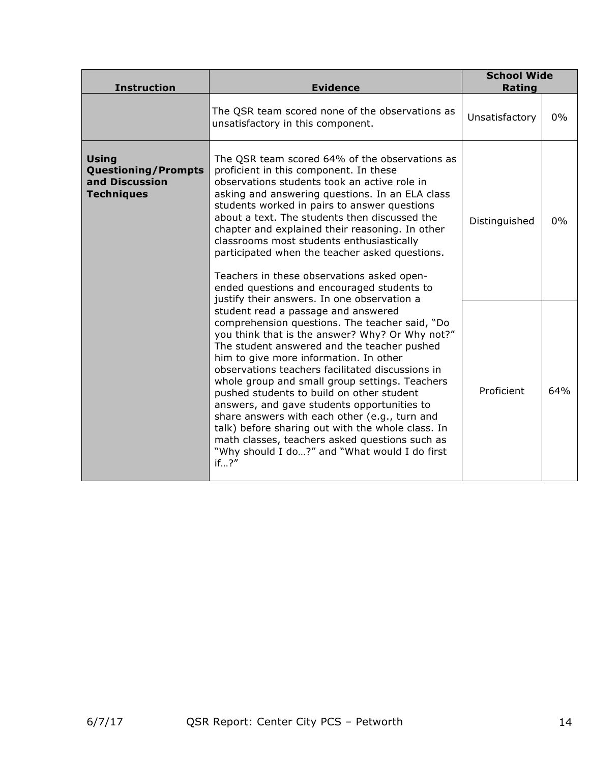| Instruction | Evidence | School Wide Rating | |
|---|---|---|---|
| | The QSR team scored none of the observations as unsatisfactory in this component. | Unsatisfactory | 0% |
| **Using Questioning/Prompts and Discussion Techniques** | The QSR team scored 64% of the observations as proficient in this component. In these observations students took an active role in asking and answering questions. In an ELA class students worked in pairs to answer questions about a text. The students then discussed the chapter and explained their reasoning. In other classrooms most students enthusiastically participated when the teacher asked questions.<br><br>Teachers in these observations asked open-ended questions and encouraged students to justify their answers. In one observation a student read a passage and answered comprehension questions. The teacher said, "Do you think that is the answer? Why? Or Why not?" The student answered and the teacher pushed him to give more information. In other observations teachers facilitated discussions in whole group and small group settings. Teachers pushed students to build on other student answers, and gave students opportunities to share answers with each other (e.g., turn and talk) before sharing out with the whole class. In math classes, teachers asked questions such as "Why should I do…?" and "What would I do first if…?" | Distinguished | 0% |
| | | Proficient | 64% |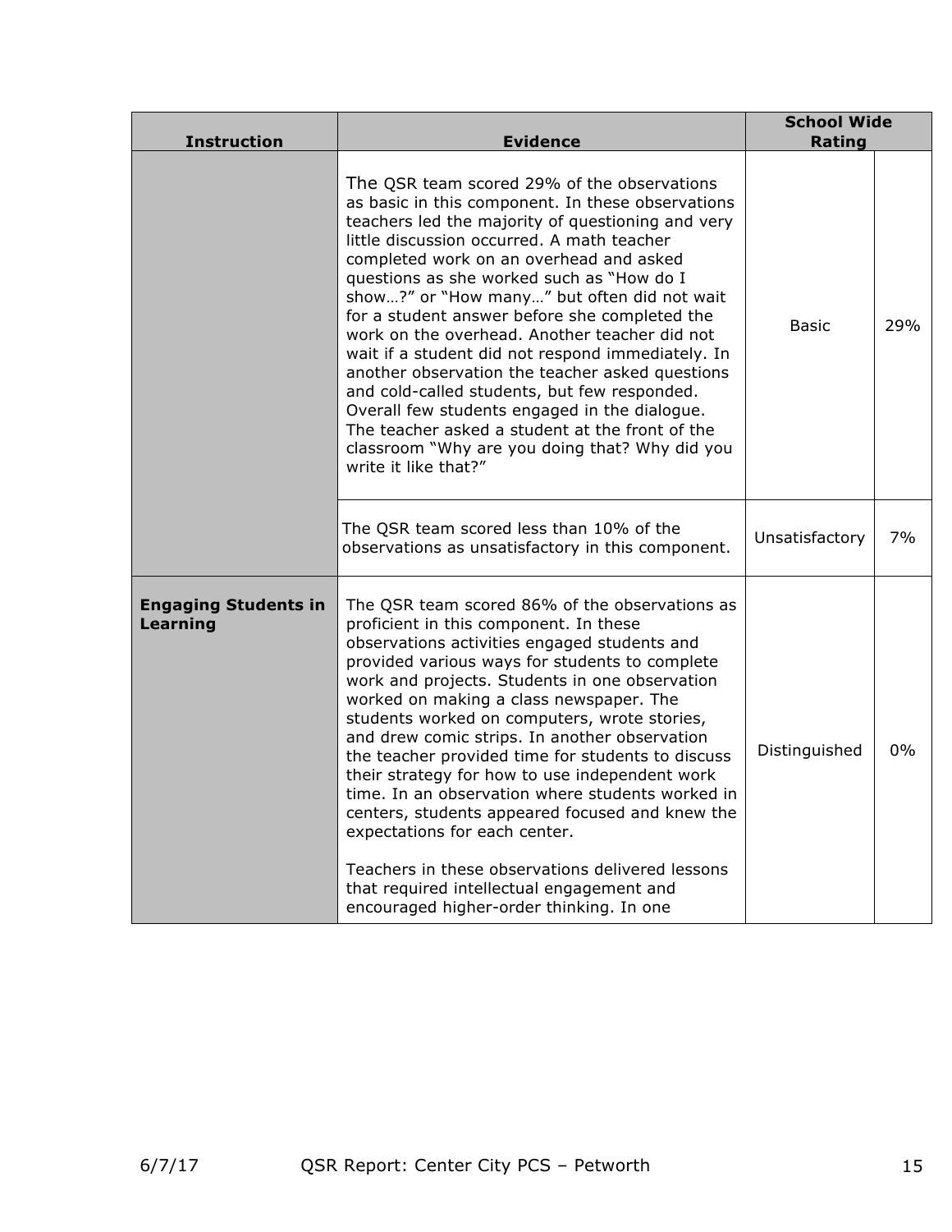| Instruction | Evidence | School Wide Rating | |
|---|---|---|---|
| | The QSR team scored 29% of the observations as basic in this component. In these observations teachers led the majority of questioning and very little discussion occurred. A math teacher completed work on an overhead and asked questions as she worked such as "How do I show…?" or "How many…" but often did not wait for a student answer before she completed the work on the overhead. Another teacher did not wait if a student did not respond immediately. In another observation the teacher asked questions and cold-called students, but few responded. Overall few students engaged in the dialogue. The teacher asked a student at the front of the classroom "Why are you doing that? Why did you write it like that?" | Basic | 29% |
| | The QSR team scored less than 10% of the observations as unsatisfactory in this component. | Unsatisfactory | 7% |
| **Engaging Students in Learning** | The QSR team scored 86% of the observations as proficient in this component. In these observations activities engaged students and provided various ways for students to complete work and projects. Students in one observation worked on making a class newspaper. The students worked on computers, wrote stories, and drew comic strips. In another observation the teacher provided time for students to discuss their strategy for how to use independent work time. In an observation where students worked in centers, students appeared focused and knew the expectations for each center.<br><br>Teachers in these observations delivered lessons that required intellectual engagement and encouraged higher-order thinking. In one | Distinguished | 0% |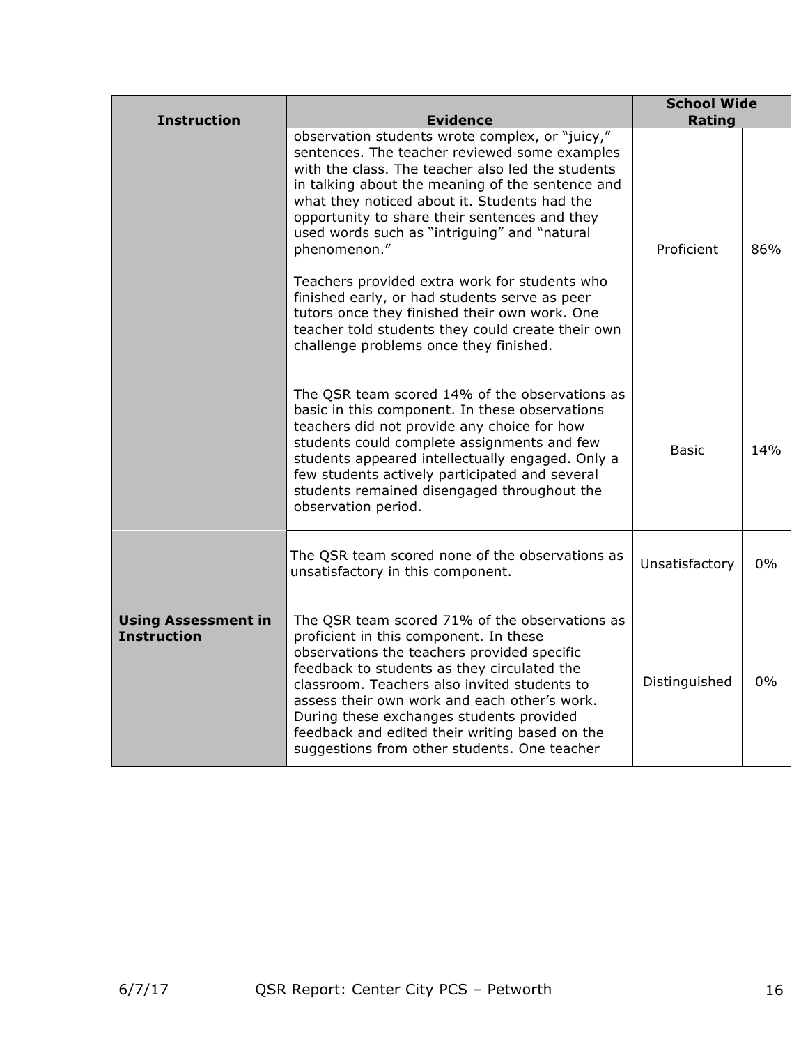| Instruction | Evidence | School Wide Rating | |
|---|---|---|---|
| | observation students wrote complex, or "juicy," sentences. The teacher reviewed some examples with the class. The teacher also led the students in talking about the meaning of the sentence and what they noticed about it. Students had the opportunity to share their sentences and they used words such as "intriguing" and "natural phenomenon."<br><br>Teachers provided extra work for students who finished early, or had students serve as peer tutors once they finished their own work. One teacher told students they could create their own challenge problems once they finished. | Proficient | 86% |
| | The QSR team scored 14% of the observations as basic in this component. In these observations teachers did not provide any choice for how students could complete assignments and few students appeared intellectually engaged. Only a few students actively participated and several students remained disengaged throughout the observation period. | Basic | 14% |
| | The QSR team scored none of the observations as unsatisfactory in this component. | Unsatisfactory | 0% |
| **Using Assessment in Instruction** | The QSR team scored 71% of the observations as proficient in this component. In these observations the teachers provided specific feedback to students as they circulated the classroom. Teachers also invited students to assess their own work and each other's work. During these exchanges students provided feedback and edited their writing based on the suggestions from other students. One teacher | Distinguished | 0% |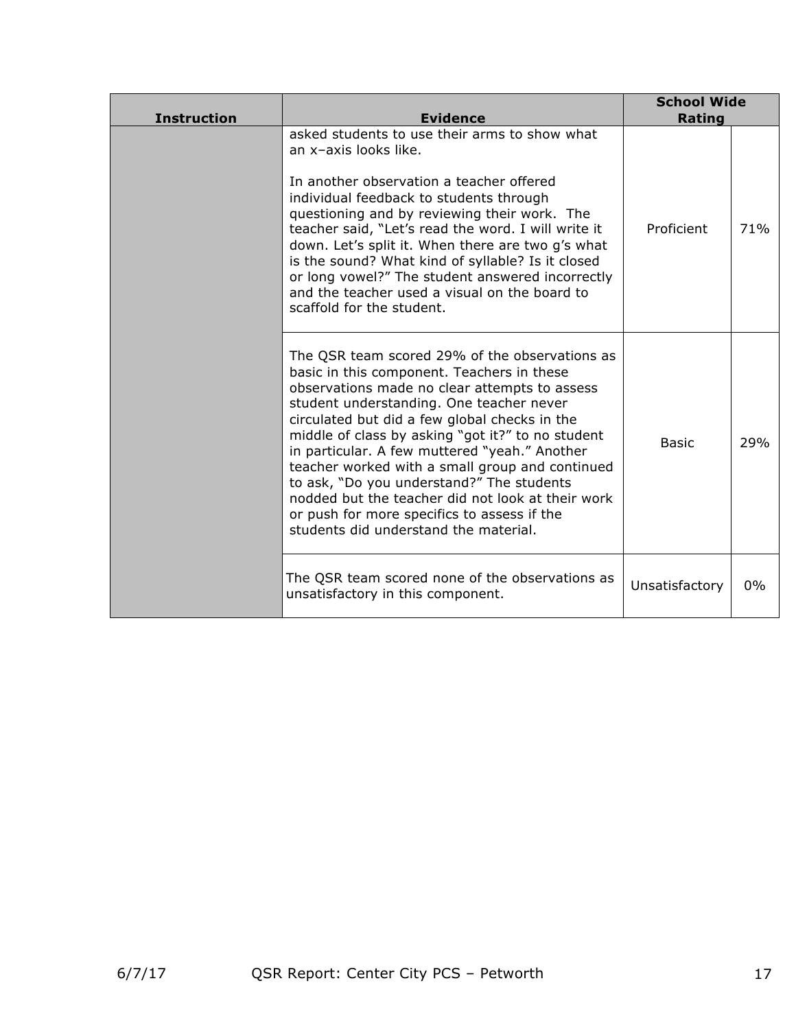| Instruction | Evidence | School Wide Rating | |
|---|---|---|---|
| | asked students to use their arms to show what an x–axis looks like.<br><br>In another observation a teacher offered individual feedback to students through questioning and by reviewing their work. The teacher said, "Let's read the word. I will write it down. Let's split it. When there are two g's what is the sound? What kind of syllable? Is it closed or long vowel?" The student answered incorrectly and the teacher used a visual on the board to scaffold for the student. | Proficient | 71% |
| | The QSR team scored 29% of the observations as basic in this component. Teachers in these observations made no clear attempts to assess student understanding. One teacher never circulated but did a few global checks in the middle of class by asking "got it?" to no student in particular. A few muttered "yeah." Another teacher worked with a small group and continued to ask, "Do you understand?" The students nodded but the teacher did not look at their work or push for more specifics to assess if the students did understand the material. | Basic | 29% |
| | The QSR team scored none of the observations as unsatisfactory in this component. | Unsatisfactory | 0% |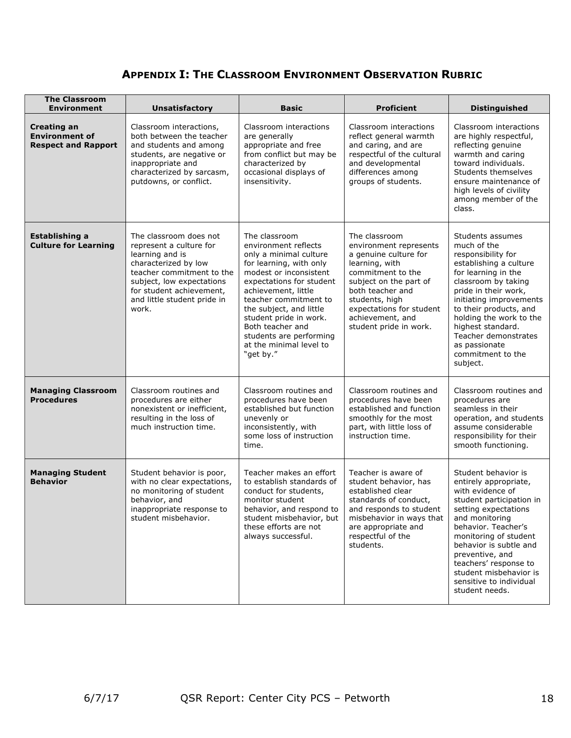## APPENDIX I: THE CLASSROOM ENVIRONMENT OBSERVATION RUBRIC

| The Classroom Environment | Unsatisfactory | Basic | Proficient | Distinguished |
|---|---|---|---|---|
| **Creating an Environment of Respect and Rapport** | Classroom interactions, both between the teacher and students and among students, are negative or inappropriate and characterized by sarcasm, putdowns, or conflict. | Classroom interactions are generally appropriate and free from conflict but may be characterized by occasional displays of insensitivity. | Classroom interactions reflect general warmth and caring, and are respectful of the cultural and developmental differences among groups of students. | Classroom interactions are highly respectful, reflecting genuine warmth and caring toward individuals. Students themselves ensure maintenance of high levels of civility among member of the class. |
| **Establishing a Culture for Learning** | The classroom does not represent a culture for learning and is characterized by low teacher commitment to the subject, low expectations for student achievement, and little student pride in work. | The classroom environment reflects only a minimal culture for learning, with only modest or inconsistent expectations for student achievement, little teacher commitment to the subject, and little student pride in work. Both teacher and students are performing at the minimal level to "get by." | The classroom environment represents a genuine culture for learning, with commitment to the subject on the part of both teacher and students, high expectations for student achievement, and student pride in work. | Students assumes much of the responsibility for establishing a culture for learning in the classroom by taking pride in their work, initiating improvements to their products, and holding the work to the highest standard. Teacher demonstrates as passionate commitment to the subject. |
| **Managing Classroom Procedures** | Classroom routines and procedures are either nonexistent or inefficient, resulting in the loss of much instruction time. | Classroom routines and procedures have been established but function unevenly or inconsistently, with some loss of instruction time. | Classroom routines and procedures have been established and function smoothly for the most part, with little loss of instruction time. | Classroom routines and procedures are seamless in their operation, and students assume considerable responsibility for their smooth functioning. |
| **Managing Student Behavior** | Student behavior is poor, with no clear expectations, no monitoring of student behavior, and inappropriate response to student misbehavior. | Teacher makes an effort to establish standards of conduct for students, monitor student behavior, and respond to student misbehavior, but these efforts are not always successful. | Teacher is aware of student behavior, has established clear standards of conduct, and responds to student misbehavior in ways that are appropriate and respectful of the students. | Student behavior is entirely appropriate, with evidence of student participation in setting expectations and monitoring behavior. Teacher's monitoring of student behavior is subtle and preventive, and teachers' response to student misbehavior is sensitive to individual student needs. |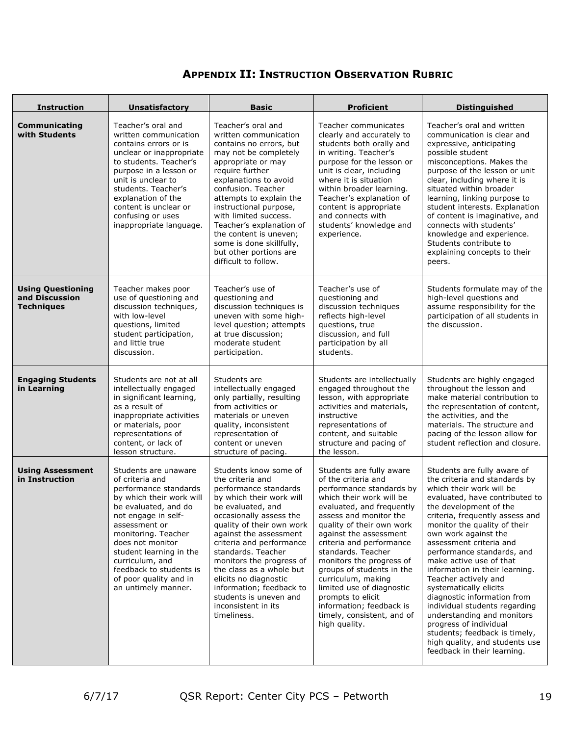## APPENDIX II: INSTRUCTION OBSERVATION RUBRIC

| Instruction | Unsatisfactory | Basic | Proficient | Distinguished |
|---|---|---|---|---|
| **Communicating with Students** | Teacher's oral and written communication contains errors or is unclear or inappropriate to students. Teacher's purpose in a lesson or unit is unclear to students. Teacher's explanation of the content is unclear or confusing or uses inappropriate language. | Teacher's oral and written communication contains no errors, but may not be completely appropriate or may require further explanations to avoid confusion. Teacher attempts to explain the instructional purpose, with limited success. Teacher's explanation of the content is uneven; some is done skillfully, but other portions are difficult to follow. | Teacher communicates clearly and accurately to students both orally and in writing. Teacher's purpose for the lesson or unit is clear, including where it is situation within broader learning. Teacher's explanation of content is appropriate and connects with students' knowledge and experience. | Teacher's oral and written communication is clear and expressive, anticipating possible student misconceptions. Makes the purpose of the lesson or unit clear, including where it is situated within broader learning, linking purpose to student interests. Explanation of content is imaginative, and connects with students' knowledge and experience. Students contribute to explaining concepts to their peers. |
| **Using Questioning and Discussion Techniques** | Teacher makes poor use of questioning and discussion techniques, with low-level questions, limited student participation, and little true discussion. | Teacher's use of questioning and discussion techniques is uneven with some high-level question; attempts at true discussion; moderate student participation. | Teacher's use of questioning and discussion techniques reflects high-level questions, true discussion, and full participation by all students. | Students formulate may of the high-level questions and assume responsibility for the participation of all students in the discussion. |
| **Engaging Students in Learning** | Students are not at all intellectually engaged in significant learning, as a result of inappropriate activities or materials, poor representations of content, or lack of lesson structure. | Students are intellectually engaged only partially, resulting from activities or materials or uneven quality, inconsistent representation of content or uneven structure of pacing. | Students are intellectually engaged throughout the lesson, with appropriate activities and materials, instructive representations of content, and suitable structure and pacing of the lesson. | Students are highly engaged throughout the lesson and make material contribution to the representation of content, the activities, and the materials. The structure and pacing of the lesson allow for student reflection and closure. |
| **Using Assessment in Instruction** | Students are unaware of criteria and performance standards by which their work will be evaluated, and do not engage in self-assessment or monitoring. Teacher does not monitor student learning in the curriculum, and feedback to students is of poor quality and in an untimely manner. | Students know some of the criteria and performance standards by which their work will be evaluated, and occasionally assess the quality of their own work against the assessment criteria and performance standards. Teacher monitors the progress of the class as a whole but elicits no diagnostic information; feedback to students is uneven and inconsistent in its timeliness. | Students are fully aware of the criteria and performance standards by which their work will be evaluated, and frequently assess and monitor the quality of their own work against the assessment criteria and performance standards. Teacher monitors the progress of groups of students in the curriculum, making limited use of diagnostic prompts to elicit information; feedback is timely, consistent, and of high quality. | Students are fully aware of the criteria and standards by which their work will be evaluated, have contributed to the development of the criteria, frequently assess and monitor the quality of their own work against the assessment criteria and performance standards, and make active use of that information in their learning. Teacher actively and systematically elicits diagnostic information from individual students regarding understanding and monitors progress of individual students; feedback is timely, high quality, and students use feedback in their learning. |